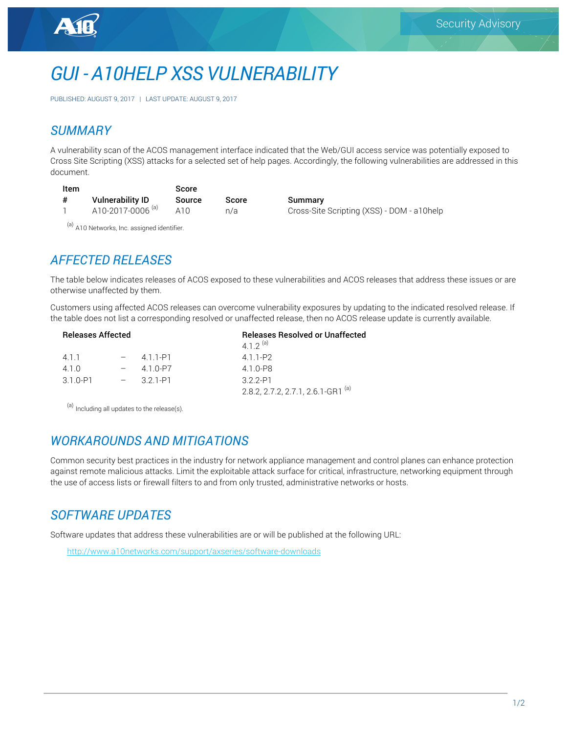Security Advisory

# GUI - A10HELP XSS VULNERABILITY

PUBLISHED: AUGUST 9, 2017 | LAST UPDATE: AUGUST 9, 2017

## SUMMARY

A vulnerability scan of the ACOS management interface indicated that the Web/GUI access service was potentially exposed to Cross Site Scripting (XSS) attacks for a selected set of help pages. Accordingly, the following vulnerabilities are addressed in this document.

| Item # | Vulnerability ID | Score Source | Score | Summary |
|---|---|---|---|---|
| 1 | A10-2017-0006 [(a)] | A10 | n/a | Cross-Site Scripting (XSS) - DOM - a10help |

[(a)] A10 Networks, Inc. assigned identifier.

## AFFECTED RELEASES

The table below indicates releases of ACOS exposed to these vulnerabilities and ACOS releases that address these issues or are otherwise unaffected by them.

Customers using affected ACOS releases can overcome vulnerability exposures by updating to the indicated resolved release. If the table does not list a corresponding resolved or unaffected release, then no ACOS release update is currently available.

| Releases Affected | | | Releases Resolved or Unaffected |
|---|---|---|---|
| | | | 4.1.2 [(a)] |
| 4.1.1 | – | 4.1.1-P1 | 4.1.1-P2 |
| 4.1.0 | – | 4.1.0-P7 | 4.1.0-P8 |
| 3.1.0-P1 | – | 3.2.1-P1 | 3.2.2-P1 |
| | | | 2.8.2, 2.7.2, 2.7.1, 2.6.1-GR1 [(a)] |

[(a)] Including all updates to the release(s).

## WORKAROUNDS AND MITIGATIONS

Common security best practices in the industry for network appliance management and control planes can enhance protection against remote malicious attacks. Limit the exploitable attack surface for critical, infrastructure, networking equipment through the use of access lists or firewall filters to and from only trusted, administrative networks or hosts.

## SOFTWARE UPDATES

Software updates that address these vulnerabilities are or will be published at the following URL:

http://www.a10networks.com/support/axseries/software-downloads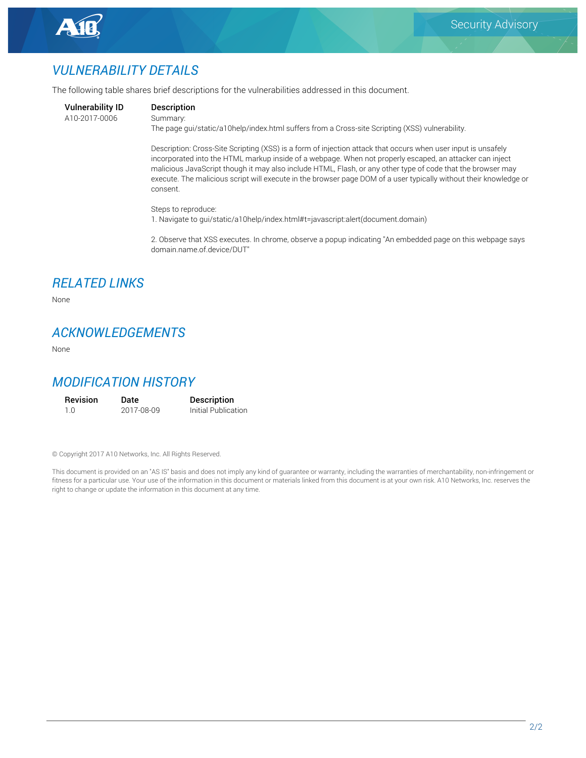## VULNERABILITY DETAILS

The following table shares brief descriptions for the vulnerabilities addressed in this document.

| Vulnerability ID | Description |
|---|---|
| A10-2017-0006 | Summary:<br>The page gui/static/a10help/index.html suffers from a Cross-site Scripting (XSS) vulnerability.<br><br>Description: Cross-Site Scripting (XSS) is a form of injection attack that occurs when user input is unsafely incorporated into the HTML markup inside of a webpage. When not properly escaped, an attacker can inject malicious JavaScript though it may also include HTML, Flash, or any other type of code that the browser may execute. The malicious script will execute in the browser page DOM of a user typically without their knowledge or consent.<br><br>Steps to reproduce:<br>1. Navigate to gui/static/a10help/index.html#t=javascript:alert(document.domain)<br><br>2. Observe that XSS executes. In chrome, observe a popup indicating "An embedded page on this webpage says domain.name.of.device/DUT" |

## RELATED LINKS

None

## ACKNOWLEDGEMENTS

None

## MODIFICATION HISTORY

| Revision | Date | Description |
|---|---|---|
| 1.0 | 2017-08-09 | Initial Publication |

© Copyright 2017 A10 Networks, Inc. All Rights Reserved.

This document is provided on an "AS IS" basis and does not imply any kind of guarantee or warranty, including the warranties of merchantability, non-infringement or fitness for a particular use. Your use of the information in this document or materials linked from this document is at your own risk. A10 Networks, Inc. reserves the right to change or update the information in this document at any time.